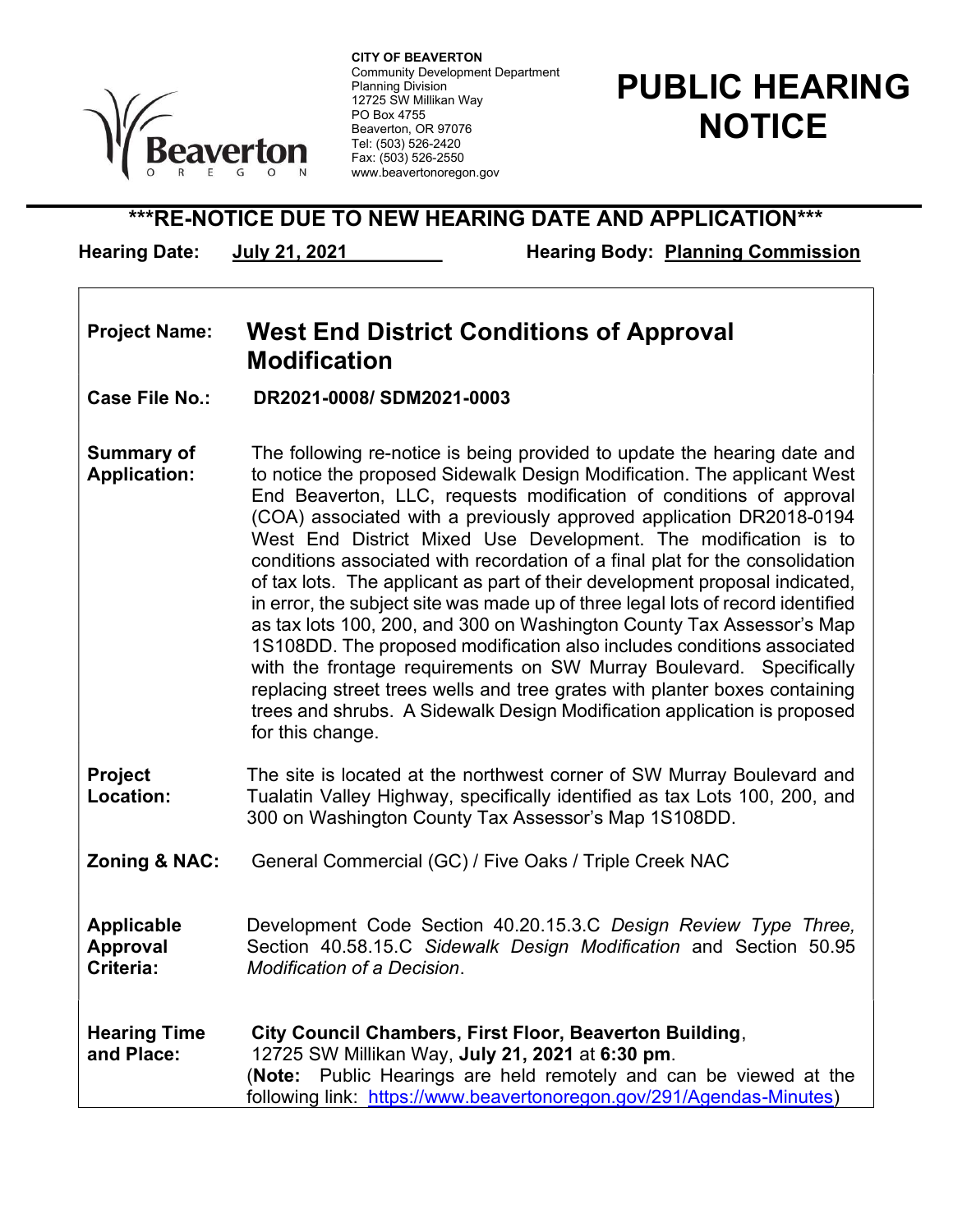CITY OF BEAVERTON
Community Development Department
Planning Division
12725 SW Millikan Way
PO Box 4755
Beaverton, OR 97076
Tel: (503) 526-2420
Fax: (503) 526-2550
www.beavertonoregon.gov

# PUBLIC HEARING NOTICE

## ***RE-NOTICE DUE TO NEW HEARING DATE AND APPLICATION***

**Hearing Date:** July 21, 2021 **Hearing Body:** Planning Commission

**Project Name:** **West End District Conditions of Approval Modification**

**Case File No.:** **DR2021-0008/ SDM2021-0003**

**Summary of Application:** The following re-notice is being provided to update the hearing date and to notice the proposed Sidewalk Design Modification. The applicant West End Beaverton, LLC, requests modification of conditions of approval (COA) associated with a previously approved application DR2018-0194 West End District Mixed Use Development. The modification is to conditions associated with recordation of a final plat for the consolidation of tax lots. The applicant as part of their development proposal indicated, in error, the subject site was made up of three legal lots of record identified as tax lots 100, 200, and 300 on Washington County Tax Assessor's Map 1S108DD. The proposed modification also includes conditions associated with the frontage requirements on SW Murray Boulevard. Specifically replacing street trees wells and tree grates with planter boxes containing trees and shrubs. A Sidewalk Design Modification application is proposed for this change.

**Project Location:** The site is located at the northwest corner of SW Murray Boulevard and Tualatin Valley Highway, specifically identified as tax Lots 100, 200, and 300 on Washington County Tax Assessor's Map 1S108DD.

**Zoning & NAC:** General Commercial (GC) / Five Oaks / Triple Creek NAC

**Applicable Approval Criteria:** Development Code Section 40.20.15.3.C *Design Review Type Three,* Section 40.58.15.C *Sidewalk Design Modification* and Section 50.95 *Modification of a Decision*.

**Hearing Time and Place:** **City Council Chambers, First Floor, Beaverton Building**, 12725 SW Millikan Way, **July 21, 2021** at **6:30 pm**.
(**Note:** Public Hearings are held remotely and can be viewed at the following link: https://www.beavertonoregon.gov/291/Agendas-Minutes)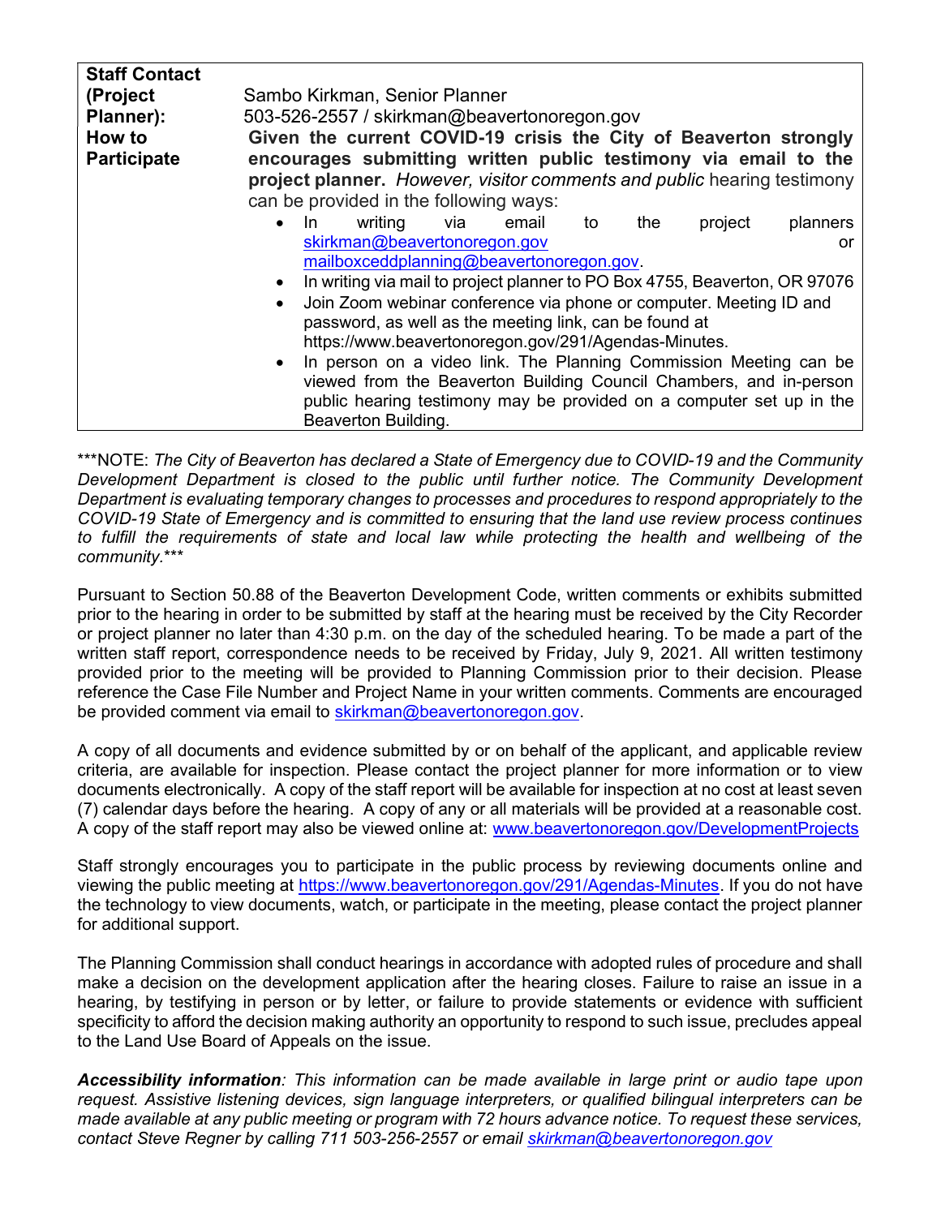| | |
|---|---|
| **Staff Contact (Project Planner):** | Sambo Kirkman, Senior Planner<br>503-526-2557 / skirkman@beavertonoregon.gov |
| **How to Participate** | **Given the current COVID-19 crisis the City of Beaverton strongly encourages submitting written public testimony via email to the project planner.** *However, visitor comments and public* hearing testimony can be provided in the following ways:<br>• In writing via email to the project planners skirkman@beavertonoregon.gov or mailboxceddplanning@beavertonoregon.gov.<br>• In writing via mail to project planner to PO Box 4755, Beaverton, OR 97076<br>• Join Zoom webinar conference via phone or computer. Meeting ID and password, as well as the meeting link, can be found at https://www.beavertonoregon.gov/291/Agendas-Minutes.<br>• In person on a video link. The Planning Commission Meeting can be viewed from the Beaverton Building Council Chambers, and in-person public hearing testimony may be provided on a computer set up in the Beaverton Building. |

***NOTE: *The City of Beaverton has declared a State of Emergency due to COVID-19 and the Community Development Department is closed to the public until further notice. The Community Development Department is evaluating temporary changes to processes and procedures to respond appropriately to the COVID-19 State of Emergency and is committed to ensuring that the land use review process continues to fulfill the requirements of state and local law while protecting the health and wellbeing of the community.****

Pursuant to Section 50.88 of the Beaverton Development Code, written comments or exhibits submitted prior to the hearing in order to be submitted by staff at the hearing must be received by the City Recorder or project planner no later than 4:30 p.m. on the day of the scheduled hearing. To be made a part of the written staff report, correspondence needs to be received by Friday, July 9, 2021. All written testimony provided prior to the meeting will be provided to Planning Commission prior to their decision. Please reference the Case File Number and Project Name in your written comments. Comments are encouraged be provided comment via email to skirkman@beavertonoregon.gov.

A copy of all documents and evidence submitted by or on behalf of the applicant, and applicable review criteria, are available for inspection. Please contact the project planner for more information or to view documents electronically. A copy of the staff report will be available for inspection at no cost at least seven (7) calendar days before the hearing. A copy of any or all materials will be provided at a reasonable cost. A copy of the staff report may also be viewed online at: www.beavertonoregon.gov/DevelopmentProjects

Staff strongly encourages you to participate in the public process by reviewing documents online and viewing the public meeting at https://www.beavertonoregon.gov/291/Agendas-Minutes. If you do not have the technology to view documents, watch, or participate in the meeting, please contact the project planner for additional support.

The Planning Commission shall conduct hearings in accordance with adopted rules of procedure and shall make a decision on the development application after the hearing closes. Failure to raise an issue in a hearing, by testifying in person or by letter, or failure to provide statements or evidence with sufficient specificity to afford the decision making authority an opportunity to respond to such issue, precludes appeal to the Land Use Board of Appeals on the issue.

***Accessibility information****: This information can be made available in large print or audio tape upon request. Assistive listening devices, sign language interpreters, or qualified bilingual interpreters can be made available at any public meeting or program with 72 hours advance notice. To request these services, contact Steve Regner by calling 711 503-256-2557 or email skirkman@beavertonoregon.gov*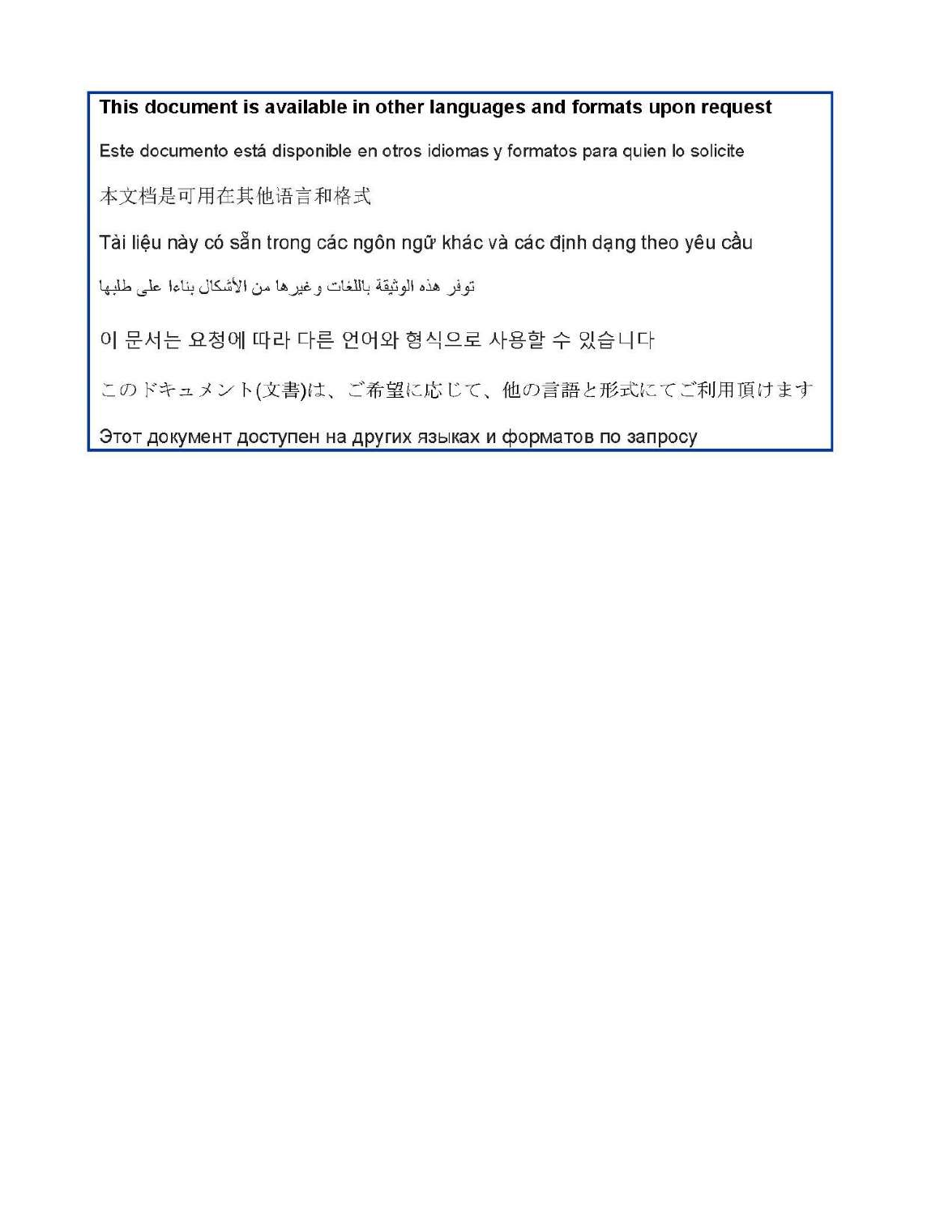**This document is available in other languages and formats upon request**

Este documento está disponible en otros idiomas y formatos para quien lo solicite

本文档是可用在其他语言和格式

Tài liệu này có sẵn trong các ngôn ngữ khác và các định dạng theo yêu cầu

توفر هذه الوثيقة باللغات وغيرها من الأشكال بناءا على طلبها

이 문서는 요청에 따라 다른 언어와 형식으로 사용할 수 있습니다

このドキュメント(文書)は、ご希望に応じて、他の言語と形式にてご利用頂けます

Этот документ доступен на других языках и форматов по запросу